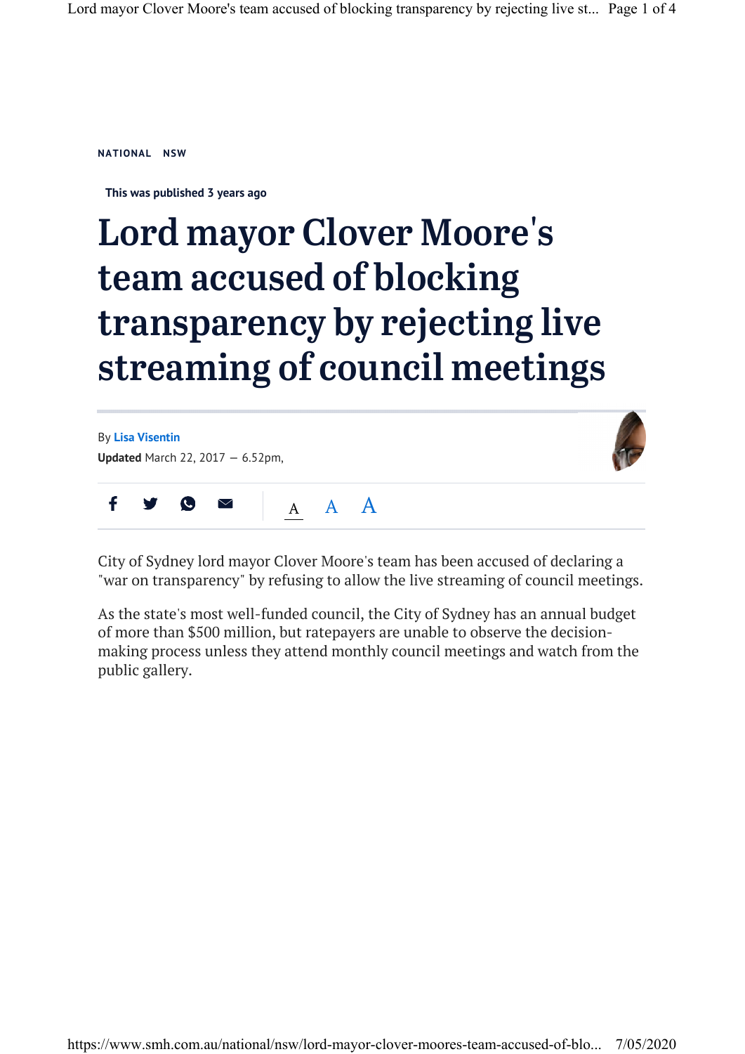NATIONAL NSW

This was published 3 years ago

# Lord mayor Clover Moore's team accused of blocking transparency by rejecting live streaming of council meetings

By Lisa Visentin

**Updated** March 22, 2017 — 6.52pm,

City of Sydney lord mayor Clover Moore's team has been accused of declaring a "war on transparency" by refusing to allow the live streaming of council meetings.

As the state's most well-funded council, the City of Sydney has an annual budget of more than $500 million, but ratepayers are unable to observe the decision-making process unless they attend monthly council meetings and watch from the public gallery.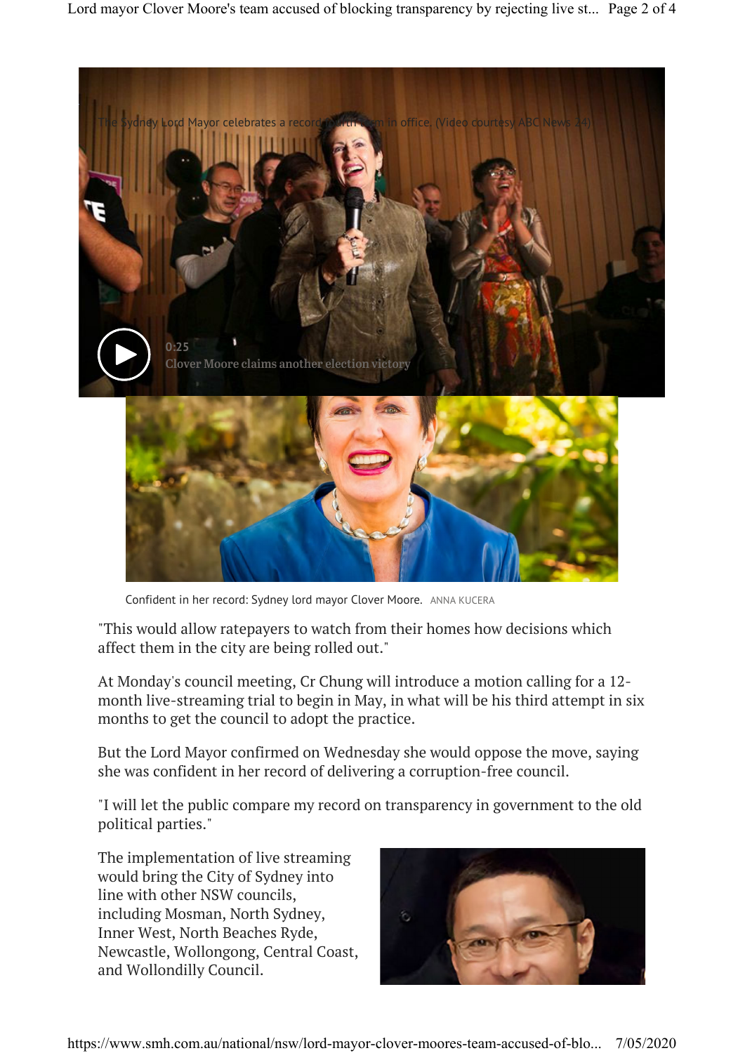The Sydney Lord Mayor celebrates a record fifth term in office. (Video courtesy ABC News 24)

0:25
Clover Moore claims another election victory

Confident in her record: Sydney lord mayor Clover Moore. ANNA KUCERA

"This would allow ratepayers to watch from their homes how decisions which affect them in the city are being rolled out."

At Monday's council meeting, Cr Chung will introduce a motion calling for a 12-month live-streaming trial to begin in May, in what will be his third attempt in six months to get the council to adopt the practice.

But the Lord Mayor confirmed on Wednesday she would oppose the move, saying she was confident in her record of delivering a corruption-free council.

"I will let the public compare my record on transparency in government to the old political parties."

The implementation of live streaming would bring the City of Sydney into line with other NSW councils, including Mosman, North Sydney, Inner West, North Beaches Ryde, Newcastle, Wollongong, Central Coast, and Wollondilly Council.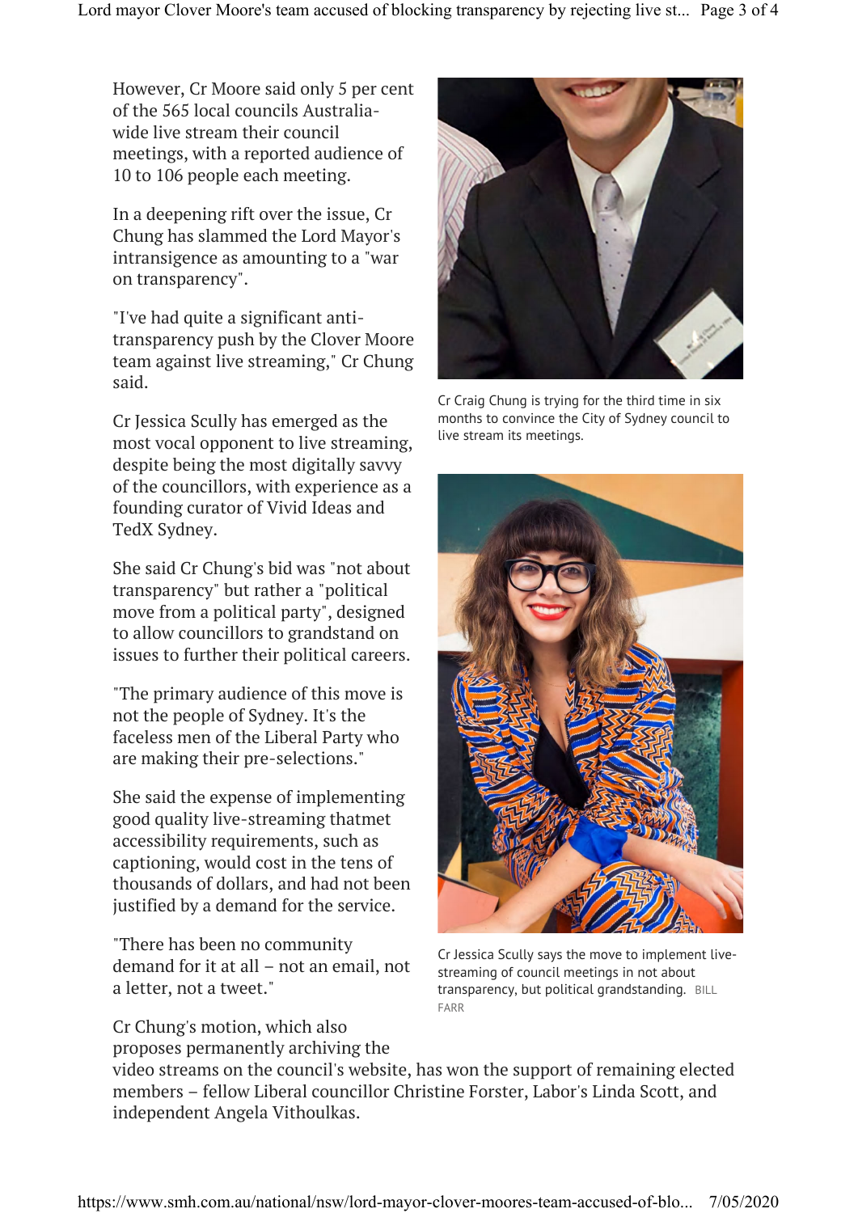However, Cr Moore said only 5 per cent of the 565 local councils Australia-wide live stream their council meetings, with a reported audience of 10 to 106 people each meeting.

In a deepening rift over the issue, Cr Chung has slammed the Lord Mayor's intransigence as amounting to a "war on transparency".

"I've had quite a significant anti-transparency push by the Clover Moore team against live streaming," Cr Chung said.

Cr Craig Chung is trying for the third time in six months to convince the City of Sydney council to live stream its meetings.

Cr Jessica Scully has emerged as the most vocal opponent to live streaming, despite being the most digitally savvy of the councillors, with experience as a founding curator of Vivid Ideas and TedX Sydney.

She said Cr Chung's bid was "not about transparency" but rather a "political move from a political party", designed to allow councillors to grandstand on issues to further their political careers.

"The primary audience of this move is not the people of Sydney. It's the faceless men of the Liberal Party who are making their pre-selections."

She said the expense of implementing good quality live-streaming thatmet accessibility requirements, such as captioning, would cost in the tens of thousands of dollars, and had not been justified by a demand for the service.

"There has been no community demand for it at all – not an email, not a letter, not a tweet."

Cr Jessica Scully says the move to implement live-streaming of council meetings in not about transparency, but political grandstanding. BILL FARR

Cr Chung's motion, which also proposes permanently archiving the video streams on the council's website, has won the support of remaining elected members – fellow Liberal councillor Christine Forster, Labor's Linda Scott, and independent Angela Vithoulkas.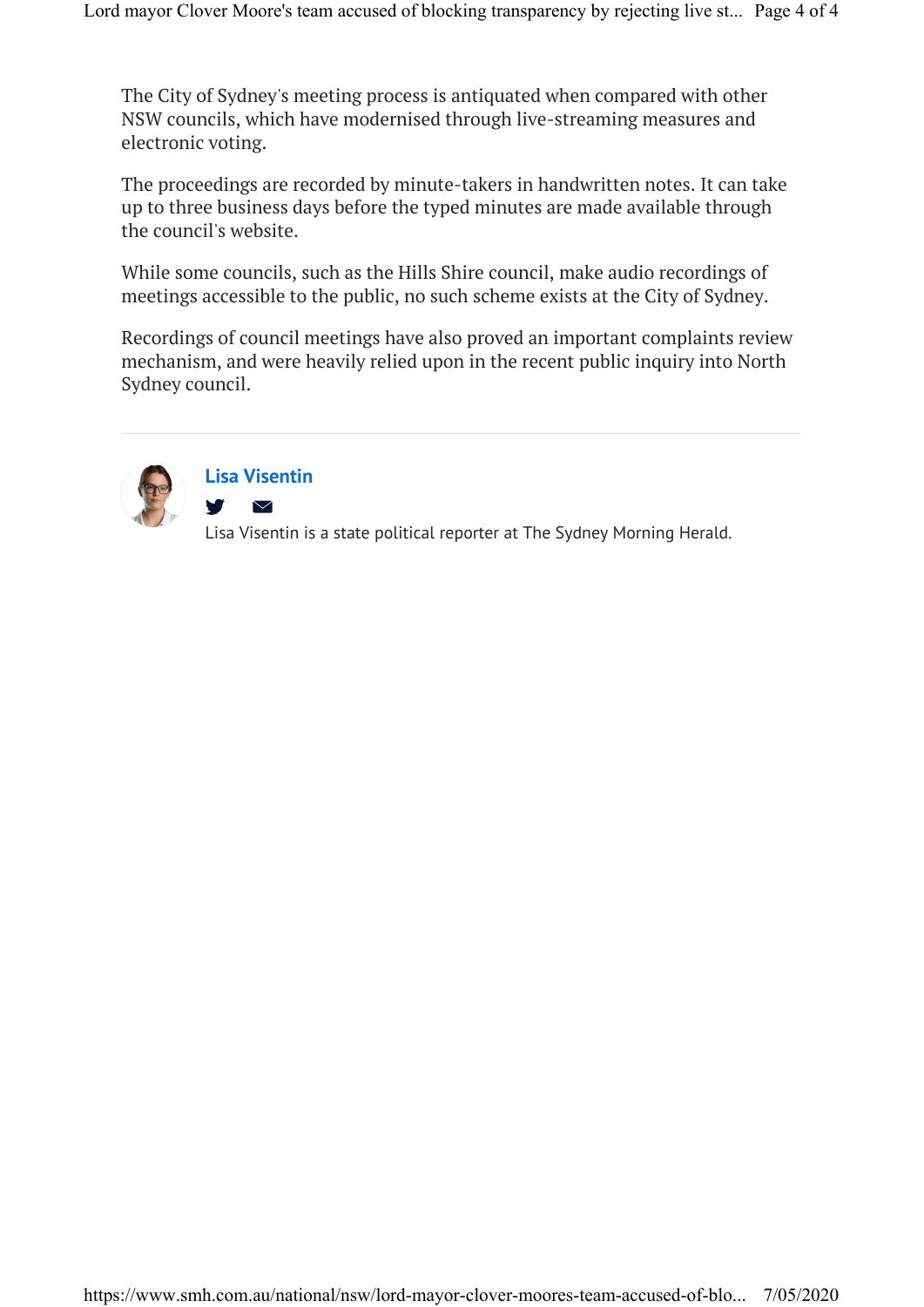The City of Sydney's meeting process is antiquated when compared with other NSW councils, which have modernised through live-streaming measures and electronic voting.

The proceedings are recorded by minute-takers in handwritten notes. It can take up to three business days before the typed minutes are made available through the council's website.

While some councils, such as the Hills Shire council, make audio recordings of meetings accessible to the public, no such scheme exists at the City of Sydney.

Recordings of council meetings have also proved an important complaints review mechanism, and were heavily relied upon in the recent public inquiry into North Sydney council.

---

**Lisa Visentin**

Lisa Visentin is a state political reporter at The Sydney Morning Herald.